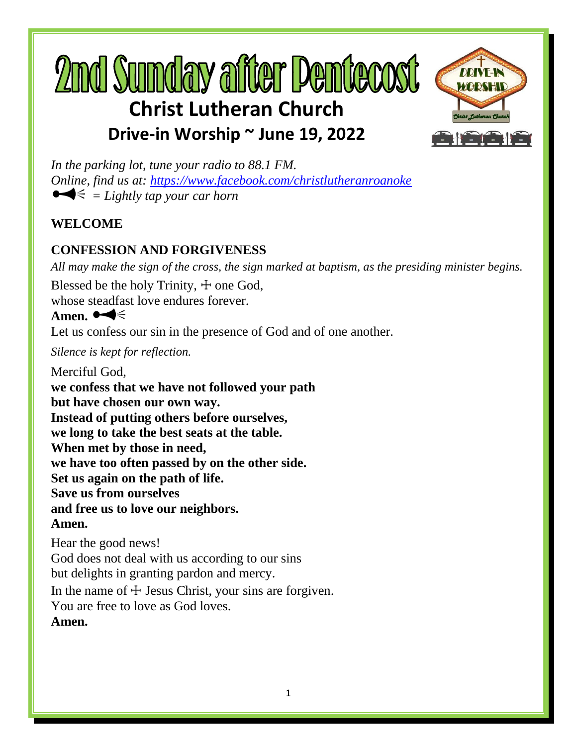# 2nd Sunday after Pentecost

## Christ Lutheran Church

## Drive-in Worship ~ June 19, 2022

*In the parking lot, tune your radio to 88.1 FM.*
*Online, find us at: https://www.facebook.com/christlutheranroanoke*
*🔊 = Lightly tap your car horn*

**WELCOME**

**CONFESSION AND FORGIVENESS**

*All may make the sign of the cross, the sign marked at baptism, as the presiding minister begins.*

Blessed be the holy Trinity, ☩ one God,
whose steadfast love endures forever.
**Amen.** 🔊

Let us confess our sin in the presence of God and of one another.

*Silence is kept for reflection.*

Merciful God,
**we confess that we have not followed your path**
**but have chosen our own way.**
**Instead of putting others before ourselves,**
**we long to take the best seats at the table.**
**When met by those in need,**
**we have too often passed by on the other side.**
**Set us again on the path of life.**
**Save us from ourselves**
**and free us to love our neighbors.**
**Amen.**

Hear the good news!
God does not deal with us according to our sins
but delights in granting pardon and mercy.
In the name of ☩ Jesus Christ, your sins are forgiven.
You are free to love as God loves.
**Amen.**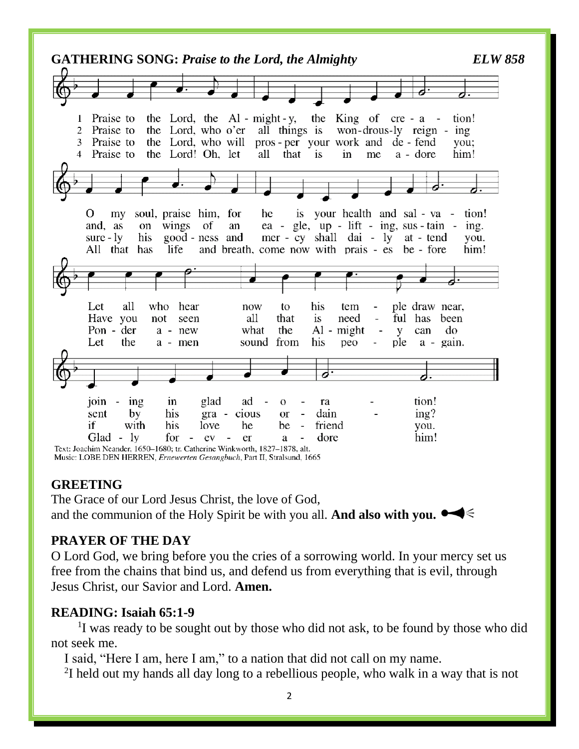## GATHERING SONG: *Praise to the Lord, the Almighty* — *ELW 858*

1 Praise to the Lord, the Al - might - y, the King of cre - a - tion!
O my soul, praise him, for he is your health and sal - va - tion!
Let all who hear now to his tem - ple draw near,
join - ing in glad ad - o - ra - tion!

2 Praise to the Lord, who o'er all things is won-drous-ly reign - ing
and, as on wings of an ea - gle, up - lift - ing, sus - tain - ing.
Have you not seen all that is need - ful has been
sent by his gra - cious or - dain - ing?

3 Praise to the Lord, who will pros - per your work and de - fend you;
sure - ly his good - ness and mer - cy shall dai - ly at - tend you.
Pon - der a - new what the Al - might - y can do
if with his love he be - friend you.

4 Praise to the Lord! Oh, let all that is in me a - dore him!
All that has life and breath, come now with prais - es be - fore him!
Let the a - men sound from his peo - ple a - gain.
Glad - ly for - ev - er a - dore him!

Text: Joachim Neander, 1650–1680; tr. Catherine Winkworth, 1827–1878, alt.
Music: LOBE DEN HERREN, *Ernewerten Gesangbuch*, Part II, Stralsund, 1665

## GREETING

The Grace of our Lord Jesus Christ, the love of God,
and the communion of the Holy Spirit be with you all. **And also with you.**

## PRAYER OF THE DAY

O Lord God, we bring before you the cries of a sorrowing world. In your mercy set us free from the chains that bind us, and defend us from everything that is evil, through Jesus Christ, our Savior and Lord. **Amen.**

## READING: Isaiah 65:1-9

[1]I was ready to be sought out by those who did not ask, to be found by those who did not seek me.

I said, "Here I am, here I am," to a nation that did not call on my name.

[2]I held out my hands all day long to a rebellious people, who walk in a way that is not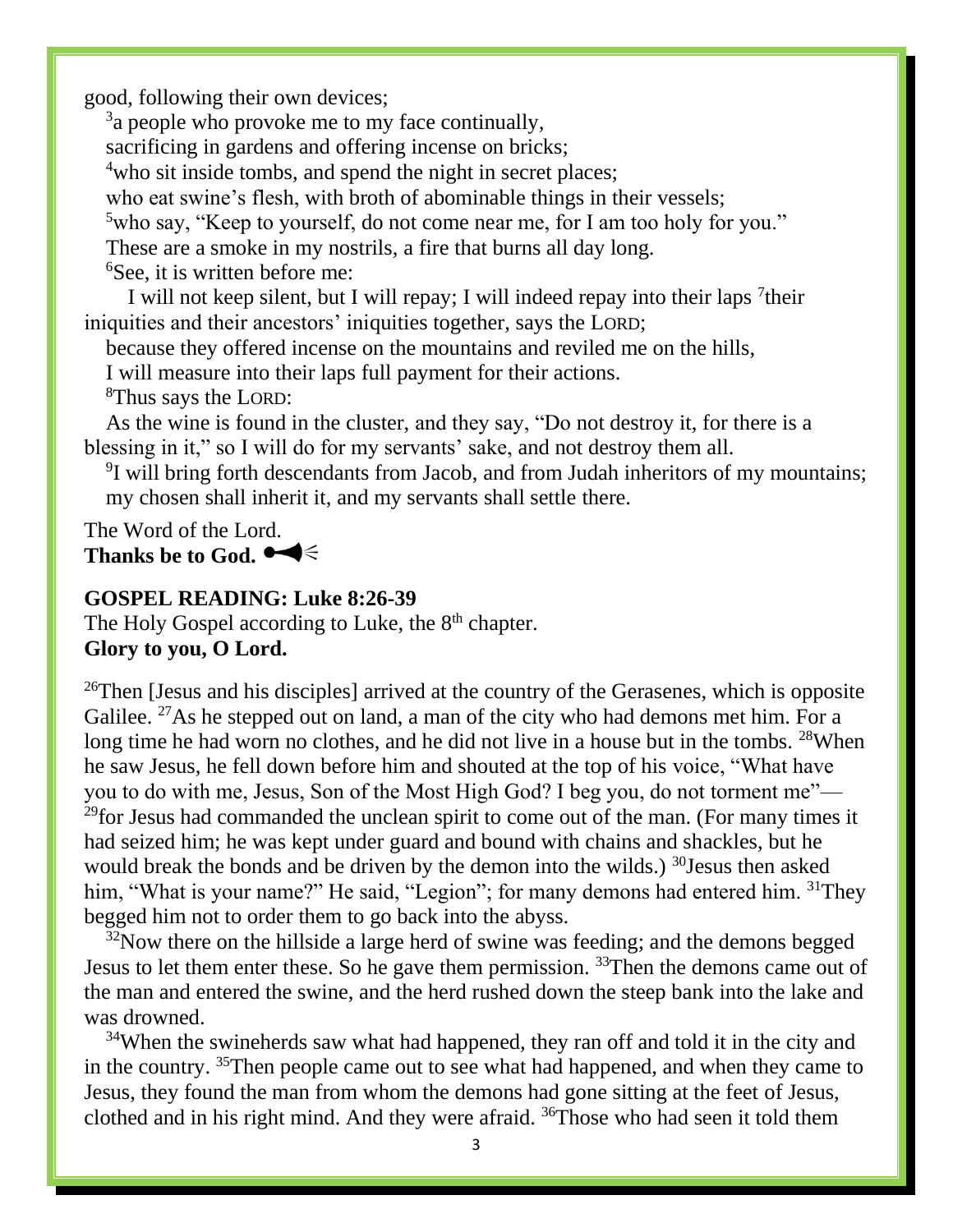good, following their own devices;

[3]a people who provoke me to my face continually,
sacrificing in gardens and offering incense on bricks;
[4]who sit inside tombs, and spend the night in secret places;
who eat swine's flesh, with broth of abominable things in their vessels;
[5]who say, "Keep to yourself, do not come near me, for I am too holy for you."
These are a smoke in my nostrils, a fire that burns all day long.
[6]See, it is written before me:

I will not keep silent, but I will repay; I will indeed repay into their laps [7]their iniquities and their ancestors' iniquities together, says the LORD;

because they offered incense on the mountains and reviled me on the hills,
I will measure into their laps full payment for their actions.
[8]Thus says the LORD:

As the wine is found in the cluster, and they say, "Do not destroy it, for there is a blessing in it," so I will do for my servants' sake, and not destroy them all.

[9]I will bring forth descendants from Jacob, and from Judah inheritors of my mountains;
my chosen shall inherit it, and my servants shall settle there.

The Word of the Lord.
**Thanks be to God.**

**GOSPEL READING: Luke 8:26-39**
The Holy Gospel according to Luke, the 8th chapter.
**Glory to you, O Lord.**

[26]Then [Jesus and his disciples] arrived at the country of the Gerasenes, which is opposite Galilee. [27]As he stepped out on land, a man of the city who had demons met him. For a long time he had worn no clothes, and he did not live in a house but in the tombs. [28]When he saw Jesus, he fell down before him and shouted at the top of his voice, "What have you to do with me, Jesus, Son of the Most High God? I beg you, do not torment me"—[29]for Jesus had commanded the unclean spirit to come out of the man. (For many times it had seized him; he was kept under guard and bound with chains and shackles, but he would break the bonds and be driven by the demon into the wilds.) [30]Jesus then asked him, "What is your name?" He said, "Legion"; for many demons had entered him. [31]They begged him not to order them to go back into the abyss.

[32]Now there on the hillside a large herd of swine was feeding; and the demons begged Jesus to let them enter these. So he gave them permission. [33]Then the demons came out of the man and entered the swine, and the herd rushed down the steep bank into the lake and was drowned.

[34]When the swineherds saw what had happened, they ran off and told it in the city and in the country. [35]Then people came out to see what had happened, and when they came to Jesus, they found the man from whom the demons had gone sitting at the feet of Jesus, clothed and in his right mind. And they were afraid. [36]Those who had seen it told them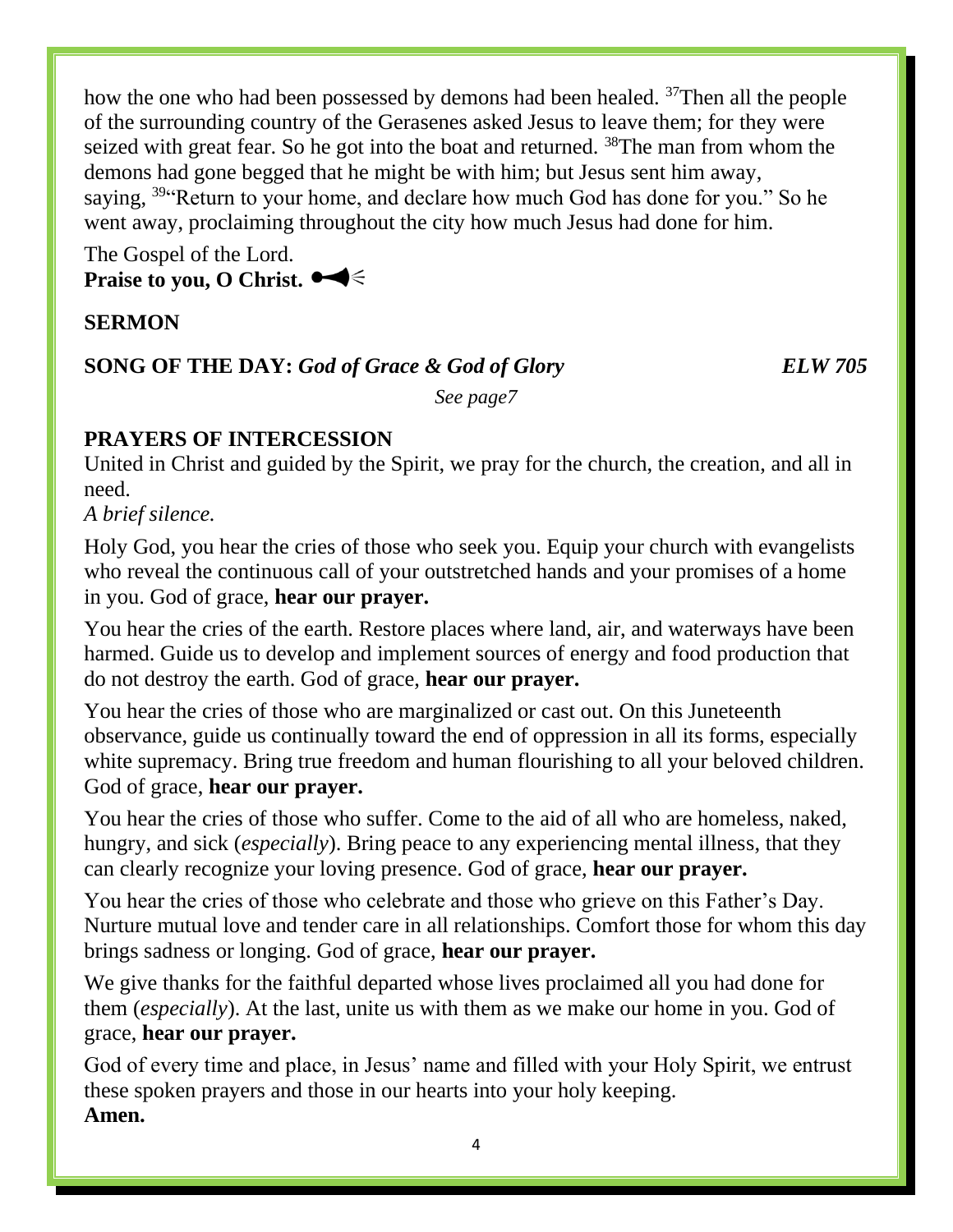how the one who had been possessed by demons had been healed. [37]Then all the people of the surrounding country of the Gerasenes asked Jesus to leave them; for they were seized with great fear. So he got into the boat and returned. [38]The man from whom the demons had gone begged that he might be with him; but Jesus sent him away, saying, [39]"Return to your home, and declare how much God has done for you." So he went away, proclaiming throughout the city how much Jesus had done for him.

The Gospel of the Lord.
**Praise to you, O Christ.**

**SERMON**

**SONG OF THE DAY:** ***God of Grace & God of Glory*** ***ELW 705***

*See page7*

**PRAYERS OF INTERCESSION**

United in Christ and guided by the Spirit, we pray for the church, the creation, and all in need.

*A brief silence.*

Holy God, you hear the cries of those who seek you. Equip your church with evangelists who reveal the continuous call of your outstretched hands and your promises of a home in you. God of grace, **hear our prayer.**

You hear the cries of the earth. Restore places where land, air, and waterways have been harmed. Guide us to develop and implement sources of energy and food production that do not destroy the earth. God of grace, **hear our prayer.**

You hear the cries of those who are marginalized or cast out. On this Juneteenth observance, guide us continually toward the end of oppression in all its forms, especially white supremacy. Bring true freedom and human flourishing to all your beloved children. God of grace, **hear our prayer.**

You hear the cries of those who suffer. Come to the aid of all who are homeless, naked, hungry, and sick (*especially*). Bring peace to any experiencing mental illness, that they can clearly recognize your loving presence. God of grace, **hear our prayer.**

You hear the cries of those who celebrate and those who grieve on this Father's Day. Nurture mutual love and tender care in all relationships. Comfort those for whom this day brings sadness or longing. God of grace, **hear our prayer.**

We give thanks for the faithful departed whose lives proclaimed all you had done for them (*especially*). At the last, unite us with them as we make our home in you. God of grace, **hear our prayer.**

God of every time and place, in Jesus' name and filled with your Holy Spirit, we entrust these spoken prayers and those in our hearts into your holy keeping.
**Amen.**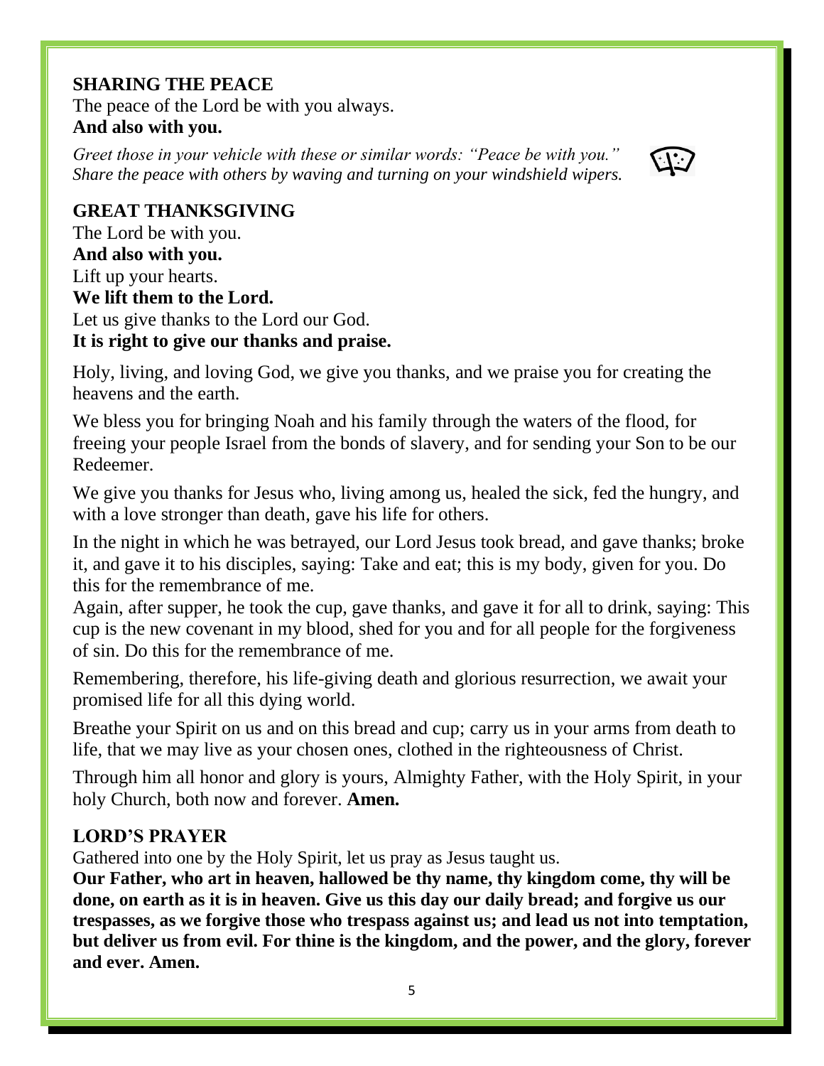## SHARING THE PEACE

The peace of the Lord be with you always.
**And also with you.**

*Greet those in your vehicle with these or similar words: "Peace be with you." Share the peace with others by waving and turning on your windshield wipers.*

## GREAT THANKSGIVING

The Lord be with you.
**And also with you.**
Lift up your hearts.
**We lift them to the Lord.**
Let us give thanks to the Lord our God.
**It is right to give our thanks and praise.**

Holy, living, and loving God, we give you thanks, and we praise you for creating the heavens and the earth.

We bless you for bringing Noah and his family through the waters of the flood, for freeing your people Israel from the bonds of slavery, and for sending your Son to be our Redeemer.

We give you thanks for Jesus who, living among us, healed the sick, fed the hungry, and with a love stronger than death, gave his life for others.

In the night in which he was betrayed, our Lord Jesus took bread, and gave thanks; broke it, and gave it to his disciples, saying: Take and eat; this is my body, given for you. Do this for the remembrance of me.
Again, after supper, he took the cup, gave thanks, and gave it for all to drink, saying: This cup is the new covenant in my blood, shed for you and for all people for the forgiveness of sin. Do this for the remembrance of me.

Remembering, therefore, his life-giving death and glorious resurrection, we await your promised life for all this dying world.

Breathe your Spirit on us and on this bread and cup; carry us in your arms from death to life, that we may live as your chosen ones, clothed in the righteousness of Christ.

Through him all honor and glory is yours, Almighty Father, with the Holy Spirit, in your holy Church, both now and forever. **Amen.**

## LORD'S PRAYER

Gathered into one by the Holy Spirit, let us pray as Jesus taught us.
**Our Father, who art in heaven, hallowed be thy name, thy kingdom come, thy will be done, on earth as it is in heaven. Give us this day our daily bread; and forgive us our trespasses, as we forgive those who trespass against us; and lead us not into temptation, but deliver us from evil. For thine is the kingdom, and the power, and the glory, forever and ever. Amen.**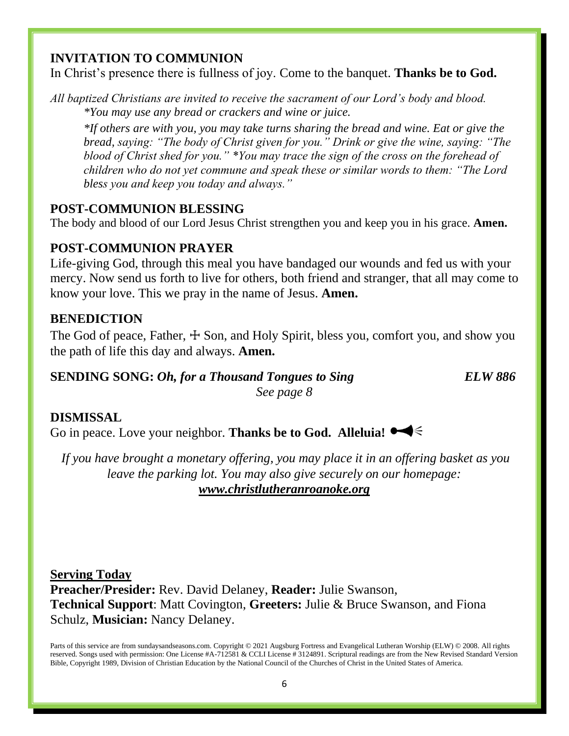## INVITATION TO COMMUNION

In Christ's presence there is fullness of joy. Come to the banquet. **Thanks be to God.**

*All baptized Christians are invited to receive the sacrament of our Lord's body and blood.*

*\*You may use any bread or crackers and wine or juice.*

*\*If others are with you, you may take turns sharing the bread and wine. Eat or give the bread, saying: "The body of Christ given for you." Drink or give the wine, saying: "The blood of Christ shed for you." \*You may trace the sign of the cross on the forehead of children who do not yet commune and speak these or similar words to them: "The Lord bless you and keep you today and always."*

## POST-COMMUNION BLESSING

The body and blood of our Lord Jesus Christ strengthen you and keep you in his grace. **Amen.**

## POST-COMMUNION PRAYER

Life-giving God, through this meal you have bandaged our wounds and fed us with your mercy. Now send us forth to live for others, both friend and stranger, that all may come to know your love. This we pray in the name of Jesus. **Amen.**

## BENEDICTION

The God of peace, Father, ☩ Son, and Holy Spirit, bless you, comfort you, and show you the path of life this day and always. **Amen.**

**SENDING SONG:** ***Oh, for a Thousand Tongues to Sing*** ***ELW 886***

*See page 8*

## DISMISSAL

Go in peace. Love your neighbor. **Thanks be to God. Alleluia!**

*If you have brought a monetary offering, you may place it in an offering basket as you leave the parking lot. You may also give securely on our homepage:* ***www.christlutheranroanoke.org***

**Serving Today**

**Preacher/Presider:** Rev. David Delaney, **Reader:** Julie Swanson, **Technical Support**: Matt Covington, **Greeters:** Julie & Bruce Swanson, and Fiona Schulz, **Musician:** Nancy Delaney.

Parts of this service are from sundaysandseasons.com. Copyright © 2021 Augsburg Fortress and Evangelical Lutheran Worship (ELW) © 2008. All rights reserved. Songs used with permission: One License #A-712581 & CCLI License # 3124891. Scriptural readings are from the New Revised Standard Version Bible, Copyright 1989, Division of Christian Education by the National Council of the Churches of Christ in the United States of America.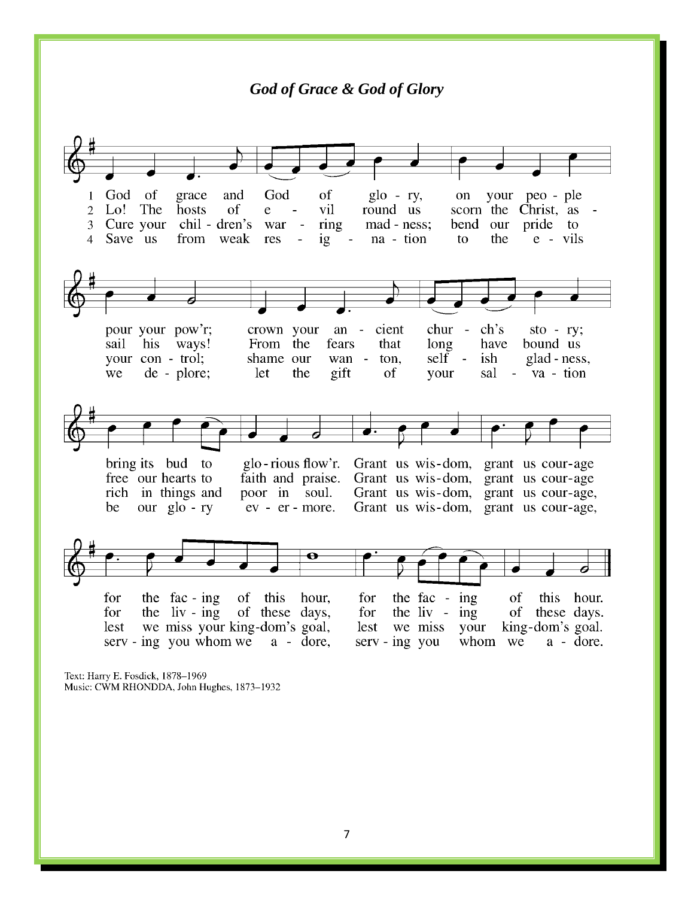## *God of Grace & God of Glory*

1 God of grace and God of glory, on your people pour your pow'r; crown your ancient church's story; bring its bud to glorious flow'r. Grant us wisdom, grant us courage for the facing of this hour, for the facing of this hour.

2 Lo! The hosts of evil round us scorn the Christ, assail his ways! From the fears that long have bound us free our hearts to faith and praise. Grant us wisdom, grant us courage for the living of these days, for the living of these days.

3 Cure your children's warring madness; bend our pride to your control; shame our wanton, selfish gladness, rich in things and poor in soul. Grant us wisdom, grant us courage, lest we miss your kingdom's goal, lest we miss your kingdom's goal.

4 Save us from weak resignation to the evils we deplore; let the gift of your salvation be our glory evermore. Grant us wisdom, grant us courage, serving you whom we adore, serving you whom we adore.

Text: Harry E. Fosdick, 1878–1969
Music: CWM RHONDDA, John Hughes, 1873–1932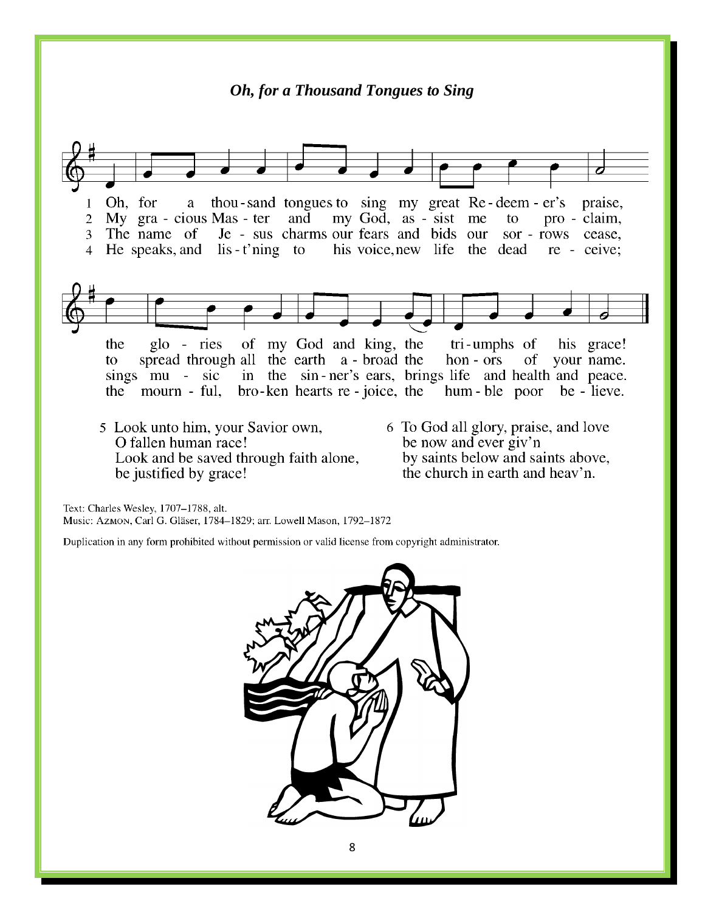## *Oh, for a Thousand Tongues to Sing*

1 Oh, for a thou - sand tongues to sing my great Re - deem - er's praise,
the glo - ries of my God and king, the tri - umphs of his grace!

2 My gra - cious Mas - ter and my God, as - sist me to pro - claim,
to spread through all the earth a - broad the hon - ors of your name.

3 The name of Je - sus charms our fears and bids our sor - rows cease,
sings mu - sic in the sin - ner's ears, brings life and health and peace.

4 He speaks, and lis - t'ning to his voice, new life the dead re - ceive;
the mourn - ful, bro - ken hearts re - joice, the hum - ble poor be - lieve.

5 Look unto him, your Savior own,
O fallen human race!
Look and be saved through faith alone,
be justified by grace!

6 To God all glory, praise, and love
be now and ever giv'n
by saints below and saints above,
the church in earth and heav'n.

Text: Charles Wesley, 1707–1788, alt.
Music: AZMON, Carl G. Gläser, 1784–1829; arr. Lowell Mason, 1792–1872

Duplication in any form prohibited without permission or valid license from copyright administrator.